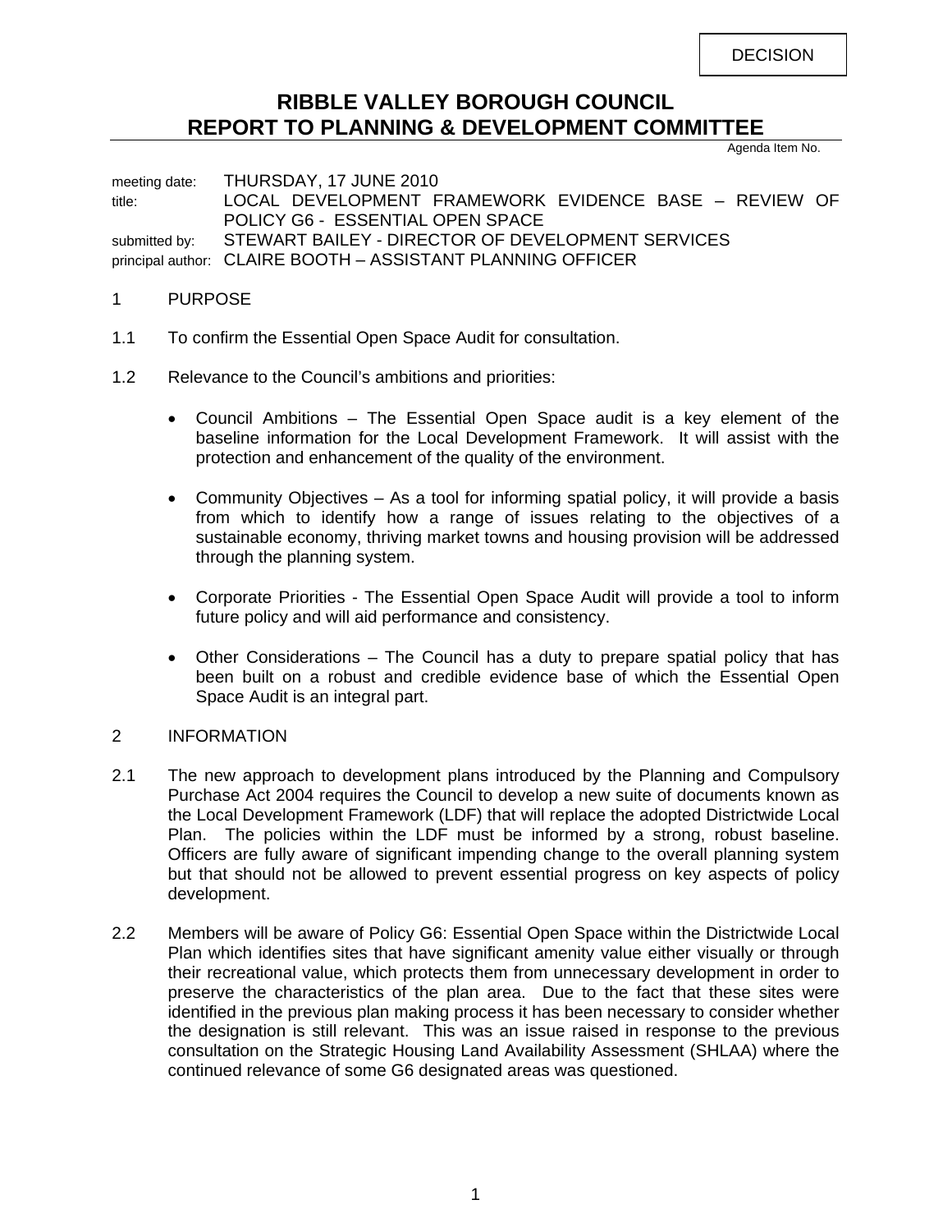DECISION

# RIBBLE VALLEY BOROUGH COUNCIL
# REPORT TO PLANNING & DEVELOPMENT COMMITTEE

Agenda Item No.

meeting date: THURSDAY, 17 JUNE 2010
title: LOCAL DEVELOPMENT FRAMEWORK EVIDENCE BASE – REVIEW OF POLICY G6 - ESSENTIAL OPEN SPACE
submitted by: STEWART BAILEY - DIRECTOR OF DEVELOPMENT SERVICES
principal author: CLAIRE BOOTH – ASSISTANT PLANNING OFFICER

## 1 PURPOSE

1.1 To confirm the Essential Open Space Audit for consultation.

1.2 Relevance to the Council's ambitions and priorities:

- Council Ambitions – The Essential Open Space audit is a key element of the baseline information for the Local Development Framework. It will assist with the protection and enhancement of the quality of the environment.

- Community Objectives – As a tool for informing spatial policy, it will provide a basis from which to identify how a range of issues relating to the objectives of a sustainable economy, thriving market towns and housing provision will be addressed through the planning system.

- Corporate Priorities - The Essential Open Space Audit will provide a tool to inform future policy and will aid performance and consistency.

- Other Considerations – The Council has a duty to prepare spatial policy that has been built on a robust and credible evidence base of which the Essential Open Space Audit is an integral part.

## 2 INFORMATION

2.1 The new approach to development plans introduced by the Planning and Compulsory Purchase Act 2004 requires the Council to develop a new suite of documents known as the Local Development Framework (LDF) that will replace the adopted Districtwide Local Plan. The policies within the LDF must be informed by a strong, robust baseline. Officers are fully aware of significant impending change to the overall planning system but that should not be allowed to prevent essential progress on key aspects of policy development.

2.2 Members will be aware of Policy G6: Essential Open Space within the Districtwide Local Plan which identifies sites that have significant amenity value either visually or through their recreational value, which protects them from unnecessary development in order to preserve the characteristics of the plan area. Due to the fact that these sites were identified in the previous plan making process it has been necessary to consider whether the designation is still relevant. This was an issue raised in response to the previous consultation on the Strategic Housing Land Availability Assessment (SHLAA) where the continued relevance of some G6 designated areas was questioned.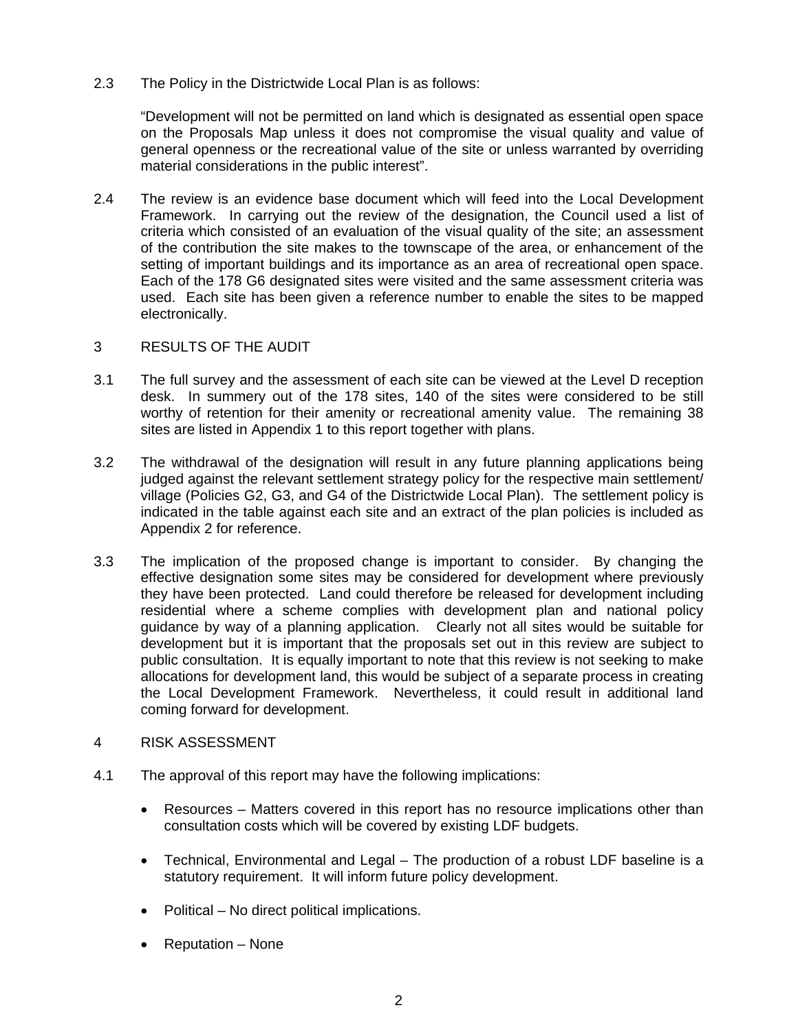2.3 The Policy in the Districtwide Local Plan is as follows:

"Development will not be permitted on land which is designated as essential open space on the Proposals Map unless it does not compromise the visual quality and value of general openness or the recreational value of the site or unless warranted by overriding material considerations in the public interest".

2.4 The review is an evidence base document which will feed into the Local Development Framework. In carrying out the review of the designation, the Council used a list of criteria which consisted of an evaluation of the visual quality of the site; an assessment of the contribution the site makes to the townscape of the area, or enhancement of the setting of important buildings and its importance as an area of recreational open space. Each of the 178 G6 designated sites were visited and the same assessment criteria was used. Each site has been given a reference number to enable the sites to be mapped electronically.

## 3 RESULTS OF THE AUDIT

3.1 The full survey and the assessment of each site can be viewed at the Level D reception desk. In summery out of the 178 sites, 140 of the sites were considered to be still worthy of retention for their amenity or recreational amenity value. The remaining 38 sites are listed in Appendix 1 to this report together with plans.

3.2 The withdrawal of the designation will result in any future planning applications being judged against the relevant settlement strategy policy for the respective main settlement/ village (Policies G2, G3, and G4 of the Districtwide Local Plan). The settlement policy is indicated in the table against each site and an extract of the plan policies is included as Appendix 2 for reference.

3.3 The implication of the proposed change is important to consider. By changing the effective designation some sites may be considered for development where previously they have been protected. Land could therefore be released for development including residential where a scheme complies with development plan and national policy guidance by way of a planning application. Clearly not all sites would be suitable for development but it is important that the proposals set out in this review are subject to public consultation. It is equally important to note that this review is not seeking to make allocations for development land, this would be subject of a separate process in creating the Local Development Framework. Nevertheless, it could result in additional land coming forward for development.

## 4 RISK ASSESSMENT

4.1 The approval of this report may have the following implications:

- Resources – Matters covered in this report has no resource implications other than consultation costs which will be covered by existing LDF budgets.
- Technical, Environmental and Legal – The production of a robust LDF baseline is a statutory requirement. It will inform future policy development.
- Political – No direct political implications.
- Reputation – None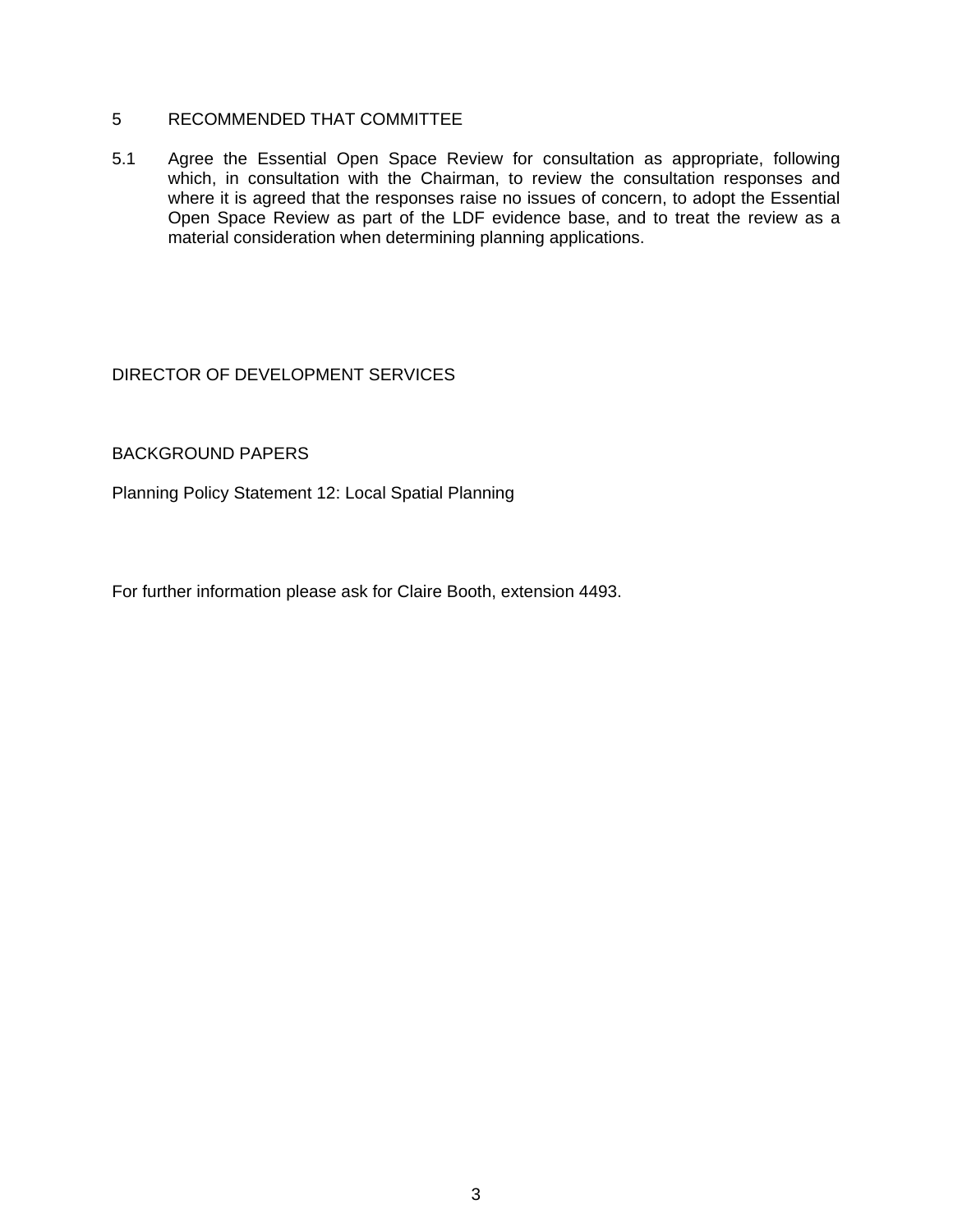## 5 RECOMMENDED THAT COMMITTEE

5.1 Agree the Essential Open Space Review for consultation as appropriate, following which, in consultation with the Chairman, to review the consultation responses and where it is agreed that the responses raise no issues of concern, to adopt the Essential Open Space Review as part of the LDF evidence base, and to treat the review as a material consideration when determining planning applications.

DIRECTOR OF DEVELOPMENT SERVICES

BACKGROUND PAPERS

Planning Policy Statement 12: Local Spatial Planning

For further information please ask for Claire Booth, extension 4493.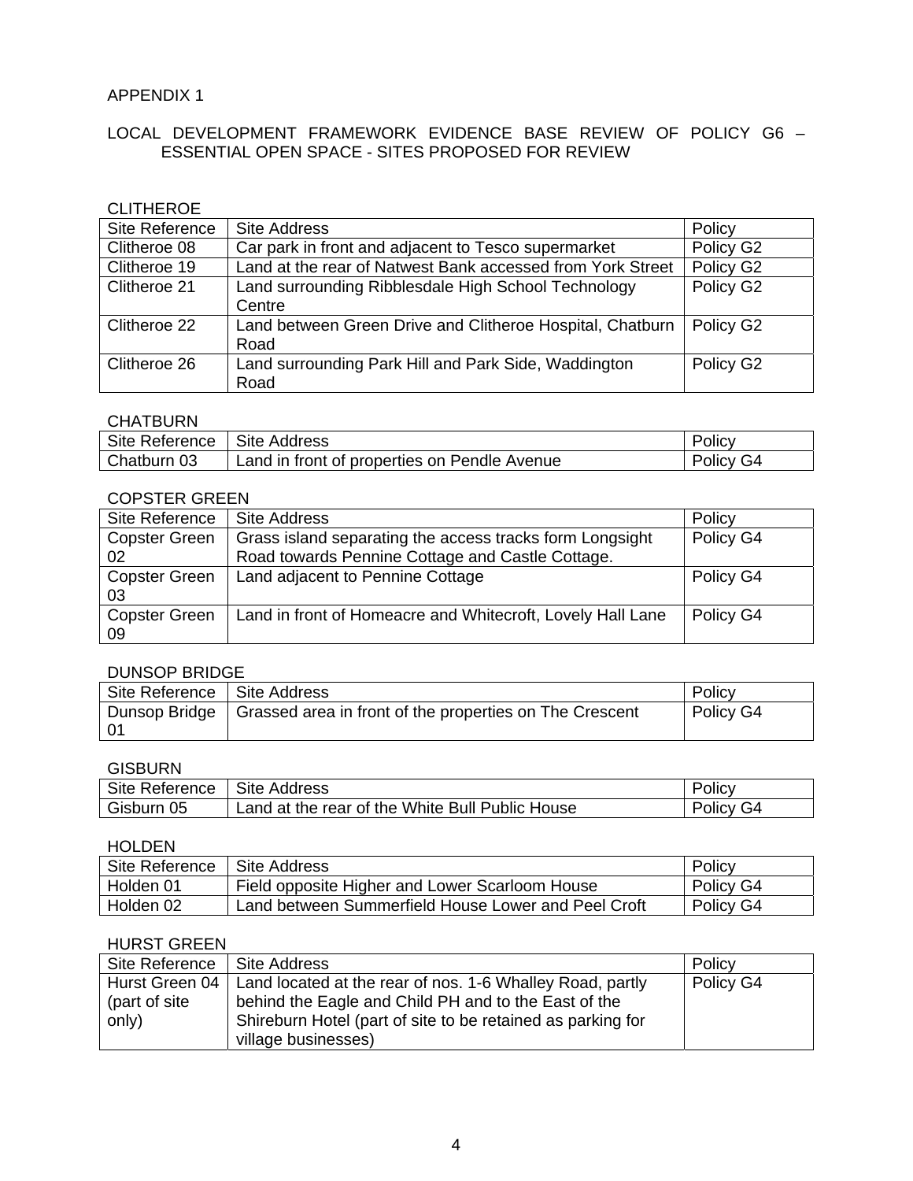APPENDIX 1

LOCAL DEVELOPMENT FRAMEWORK EVIDENCE BASE REVIEW OF POLICY G6 – ESSENTIAL OPEN SPACE - SITES PROPOSED FOR REVIEW

CLITHEROE

| Site Reference | Site Address | Policy |
|---|---|---|
| Clitheroe 08 | Car park in front and adjacent to Tesco supermarket | Policy G2 |
| Clitheroe 19 | Land at the rear of Natwest Bank accessed from York Street | Policy G2 |
| Clitheroe 21 | Land surrounding Ribblesdale High School Technology Centre | Policy G2 |
| Clitheroe 22 | Land between Green Drive and Clitheroe Hospital, Chatburn Road | Policy G2 |
| Clitheroe 26 | Land surrounding Park Hill and Park Side, Waddington Road | Policy G2 |

CHATBURN

| Site Reference | Site Address | Policy |
|---|---|---|
| Chatburn 03 | Land in front of properties on Pendle Avenue | Policy G4 |

COPSTER GREEN

| Site Reference | Site Address | Policy |
|---|---|---|
| Copster Green 02 | Grass island separating the access tracks form Longsight Road towards Pennine Cottage and Castle Cottage. | Policy G4 |
| Copster Green 03 | Land adjacent to Pennine Cottage | Policy G4 |
| Copster Green 09 | Land in front of Homeacre and Whitecroft, Lovely Hall Lane | Policy G4 |

DUNSOP BRIDGE

| Site Reference | Site Address | Policy |
|---|---|---|
| Dunsop Bridge 01 | Grassed area in front of the properties on The Crescent | Policy G4 |

GISBURN

| Site Reference | Site Address | Policy |
|---|---|---|
| Gisburn 05 | Land at the rear of the White Bull Public House | Policy G4 |

HOLDEN

| Site Reference | Site Address | Policy |
|---|---|---|
| Holden 01 | Field opposite Higher and Lower Scarloom House | Policy G4 |
| Holden 02 | Land between Summerfield House Lower and Peel Croft | Policy G4 |

HURST GREEN

| Site Reference | Site Address | Policy |
|---|---|---|
| Hurst Green 04 (part of site only) | Land located at the rear of nos. 1-6 Whalley Road, partly behind the Eagle and Child PH and to the East of the Shireburn Hotel (part of site to be retained as parking for village businesses) | Policy G4 |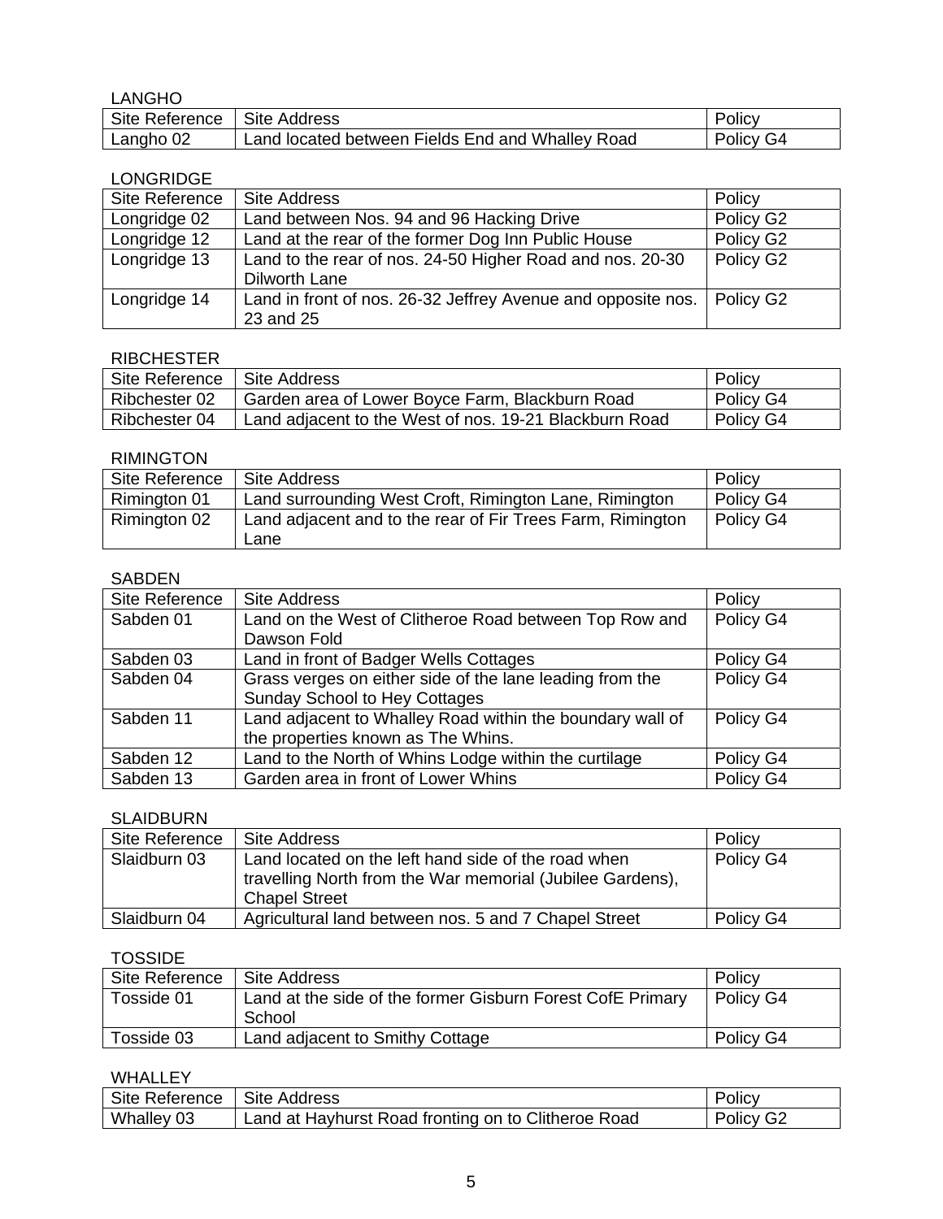LANGHO

| Site Reference | Site Address | Policy |
|---|---|---|
| Langho 02 | Land located between Fields End and Whalley Road | Policy G4 |

LONGRIDGE

| Site Reference | Site Address | Policy |
|---|---|---|
| Longridge 02 | Land between Nos. 94 and 96 Hacking Drive | Policy G2 |
| Longridge 12 | Land at the rear of the former Dog Inn Public House | Policy G2 |
| Longridge 13 | Land to the rear of nos. 24-50 Higher Road and nos. 20-30 Dilworth Lane | Policy G2 |
| Longridge 14 | Land in front of nos. 26-32 Jeffrey Avenue and opposite nos. 23 and 25 | Policy G2 |

RIBCHESTER

| Site Reference | Site Address | Policy |
|---|---|---|
| Ribchester 02 | Garden area of Lower Boyce Farm, Blackburn Road | Policy G4 |
| Ribchester 04 | Land adjacent to the West of nos. 19-21 Blackburn Road | Policy G4 |

RIMINGTON

| Site Reference | Site Address | Policy |
|---|---|---|
| Rimington 01 | Land surrounding West Croft, Rimington Lane, Rimington | Policy G4 |
| Rimington 02 | Land adjacent and to the rear of Fir Trees Farm, Rimington Lane | Policy G4 |

SABDEN

| Site Reference | Site Address | Policy |
|---|---|---|
| Sabden 01 | Land on the West of Clitheroe Road between Top Row and Dawson Fold | Policy G4 |
| Sabden 03 | Land in front of Badger Wells Cottages | Policy G4 |
| Sabden 04 | Grass verges on either side of the lane leading from the Sunday School to Hey Cottages | Policy G4 |
| Sabden 11 | Land adjacent to Whalley Road within the boundary wall of the properties known as The Whins. | Policy G4 |
| Sabden 12 | Land to the North of Whins Lodge within the curtilage | Policy G4 |
| Sabden 13 | Garden area in front of Lower Whins | Policy G4 |

SLAIDBURN

| Site Reference | Site Address | Policy |
|---|---|---|
| Slaidburn 03 | Land located on the left hand side of the road when travelling North from the War memorial (Jubilee Gardens), Chapel Street | Policy G4 |
| Slaidburn 04 | Agricultural land between nos. 5 and 7 Chapel Street | Policy G4 |

TOSSIDE

| Site Reference | Site Address | Policy |
|---|---|---|
| Tosside 01 | Land at the side of the former Gisburn Forest CofE Primary School | Policy G4 |
| Tosside 03 | Land adjacent to Smithy Cottage | Policy G4 |

WHALLEY

| Site Reference | Site Address | Policy |
|---|---|---|
| Whalley 03 | Land at Hayhurst Road fronting on to Clitheroe Road | Policy G2 |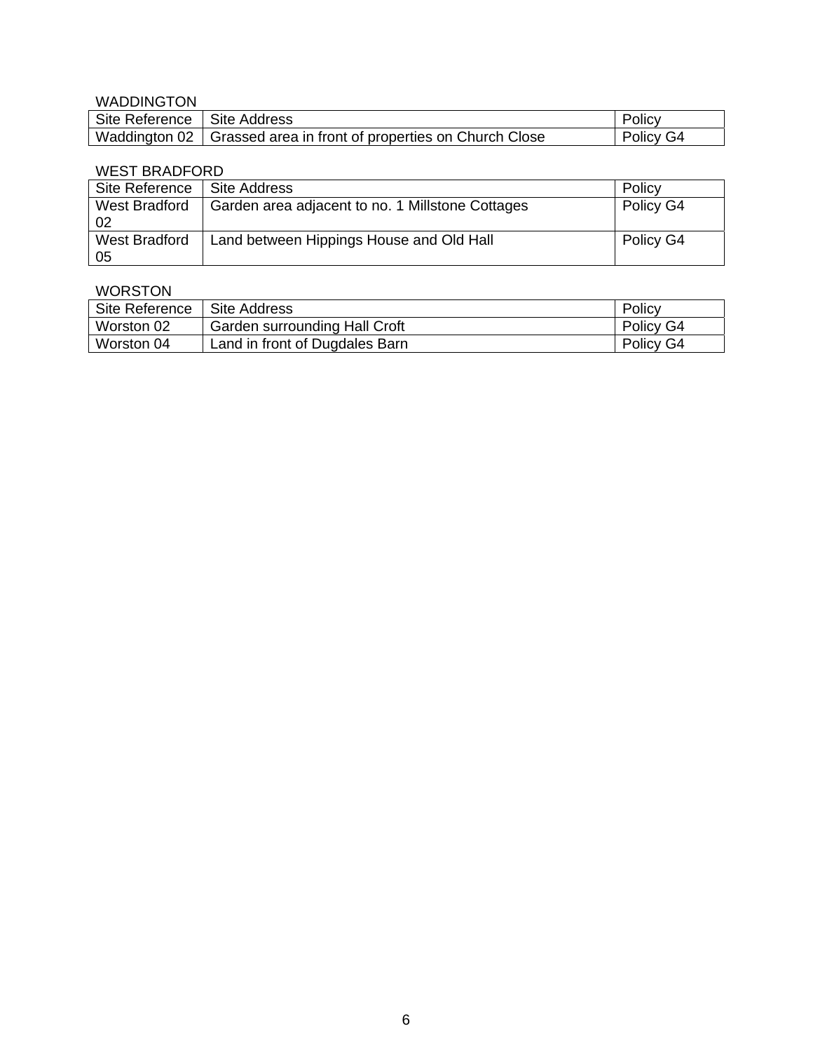WADDINGTON

| Site Reference | Site Address | Policy |
|---|---|---|
| Waddington 02 | Grassed area in front of properties on Church Close | Policy G4 |

WEST BRADFORD

| Site Reference | Site Address | Policy |
|---|---|---|
| West Bradford 02 | Garden area adjacent to no. 1 Millstone Cottages | Policy G4 |
| West Bradford 05 | Land between Hippings House and Old Hall | Policy G4 |

WORSTON

| Site Reference | Site Address | Policy |
|---|---|---|
| Worston 02 | Garden surrounding Hall Croft | Policy G4 |
| Worston 04 | Land in front of Dugdales Barn | Policy G4 |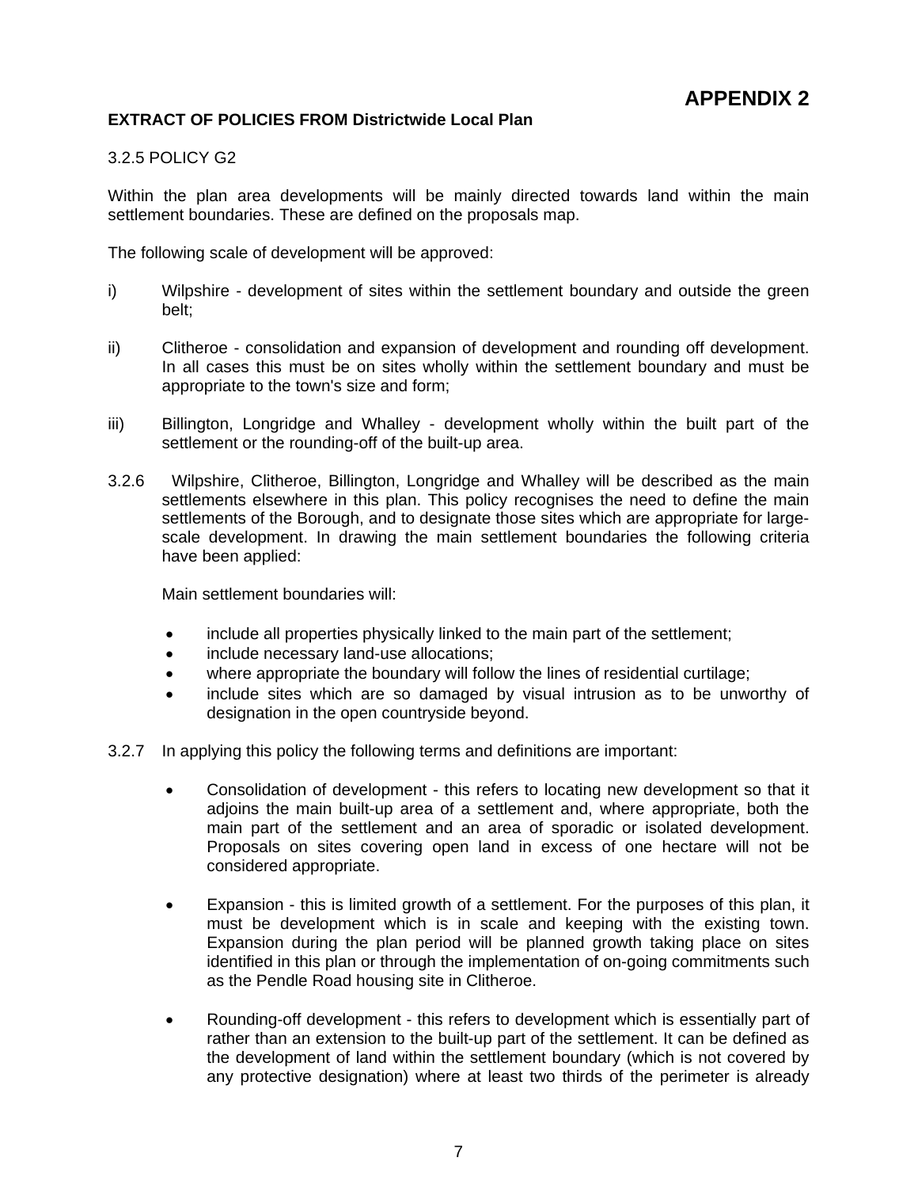# APPENDIX 2

**EXTRACT OF POLICIES FROM Districtwide Local Plan**

3.2.5 POLICY G2

Within the plan area developments will be mainly directed towards land within the main settlement boundaries. These are defined on the proposals map.

The following scale of development will be approved:

i) Wilpshire - development of sites within the settlement boundary and outside the green belt;

ii) Clitheroe - consolidation and expansion of development and rounding off development. In all cases this must be on sites wholly within the settlement boundary and must be appropriate to the town's size and form;

iii) Billington, Longridge and Whalley - development wholly within the built part of the settlement or the rounding-off of the built-up area.

3.2.6 Wilpshire, Clitheroe, Billington, Longridge and Whalley will be described as the main settlements elsewhere in this plan. This policy recognises the need to define the main settlements of the Borough, and to designate those sites which are appropriate for large-scale development. In drawing the main settlement boundaries the following criteria have been applied:

Main settlement boundaries will:

- include all properties physically linked to the main part of the settlement;
- include necessary land-use allocations;
- where appropriate the boundary will follow the lines of residential curtilage;
- include sites which are so damaged by visual intrusion as to be unworthy of designation in the open countryside beyond.

3.2.7 In applying this policy the following terms and definitions are important:

- Consolidation of development - this refers to locating new development so that it adjoins the main built-up area of a settlement and, where appropriate, both the main part of the settlement and an area of sporadic or isolated development. Proposals on sites covering open land in excess of one hectare will not be considered appropriate.

- Expansion - this is limited growth of a settlement. For the purposes of this plan, it must be development which is in scale and keeping with the existing town. Expansion during the plan period will be planned growth taking place on sites identified in this plan or through the implementation of on-going commitments such as the Pendle Road housing site in Clitheroe.

- Rounding-off development - this refers to development which is essentially part of rather than an extension to the built-up part of the settlement. It can be defined as the development of land within the settlement boundary (which is not covered by any protective designation) where at least two thirds of the perimeter is already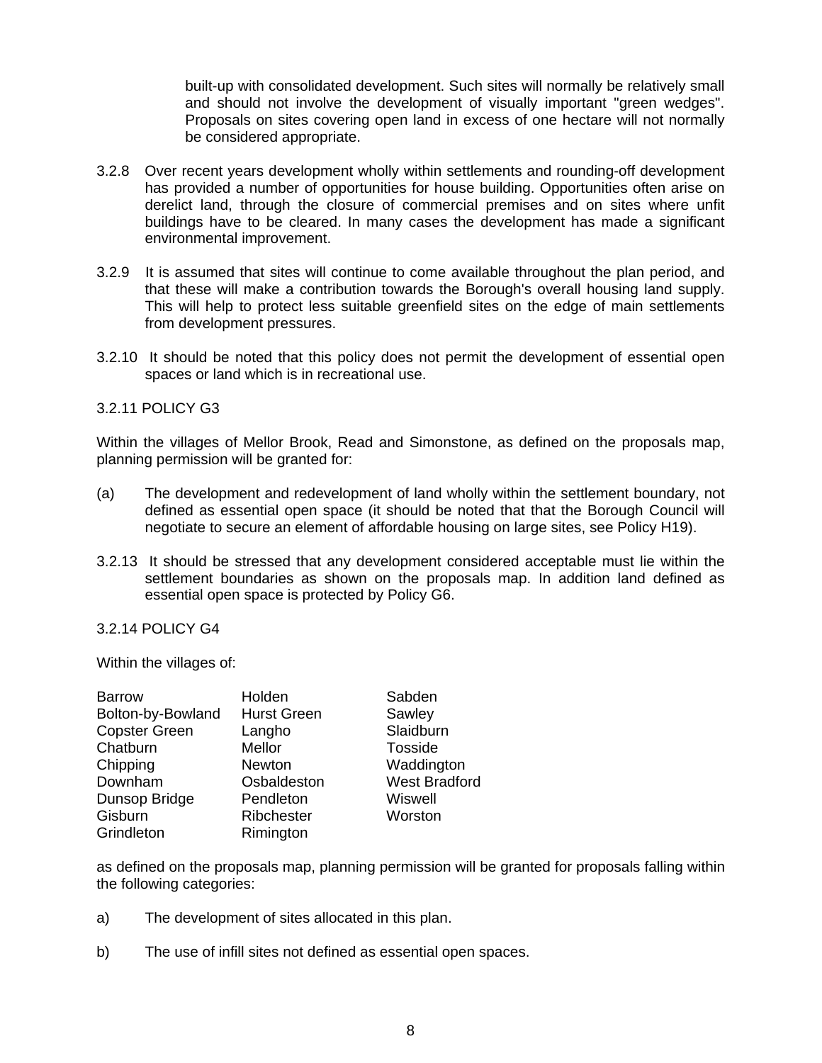built-up with consolidated development. Such sites will normally be relatively small and should not involve the development of visually important "green wedges". Proposals on sites covering open land in excess of one hectare will not normally be considered appropriate.

3.2.8 Over recent years development wholly within settlements and rounding-off development has provided a number of opportunities for house building. Opportunities often arise on derelict land, through the closure of commercial premises and on sites where unfit buildings have to be cleared. In many cases the development has made a significant environmental improvement.

3.2.9 It is assumed that sites will continue to come available throughout the plan period, and that these will make a contribution towards the Borough's overall housing land supply. This will help to protect less suitable greenfield sites on the edge of main settlements from development pressures.

3.2.10 It should be noted that this policy does not permit the development of essential open spaces or land which is in recreational use.

3.2.11 POLICY G3

Within the villages of Mellor Brook, Read and Simonstone, as defined on the proposals map, planning permission will be granted for:

(a) The development and redevelopment of land wholly within the settlement boundary, not defined as essential open space (it should be noted that that the Borough Council will negotiate to secure an element of affordable housing on large sites, see Policy H19).

3.2.13 It should be stressed that any development considered acceptable must lie within the settlement boundaries as shown on the proposals map. In addition land defined as essential open space is protected by Policy G6.

3.2.14 POLICY G4

Within the villages of:

| | | |
|---|---|---|
| Barrow | Holden | Sabden |
| Bolton-by-Bowland | Hurst Green | Sawley |
| Copster Green | Langho | Slaidburn |
| Chatburn | Mellor | Tosside |
| Chipping | Newton | Waddington |
| Downham | Osbaldeston | West Bradford |
| Dunsop Bridge | Pendleton | Wiswell |
| Gisburn | Ribchester | Worston |
| Grindleton | Rimington | |

as defined on the proposals map, planning permission will be granted for proposals falling within the following categories:

a) The development of sites allocated in this plan.

b) The use of infill sites not defined as essential open spaces.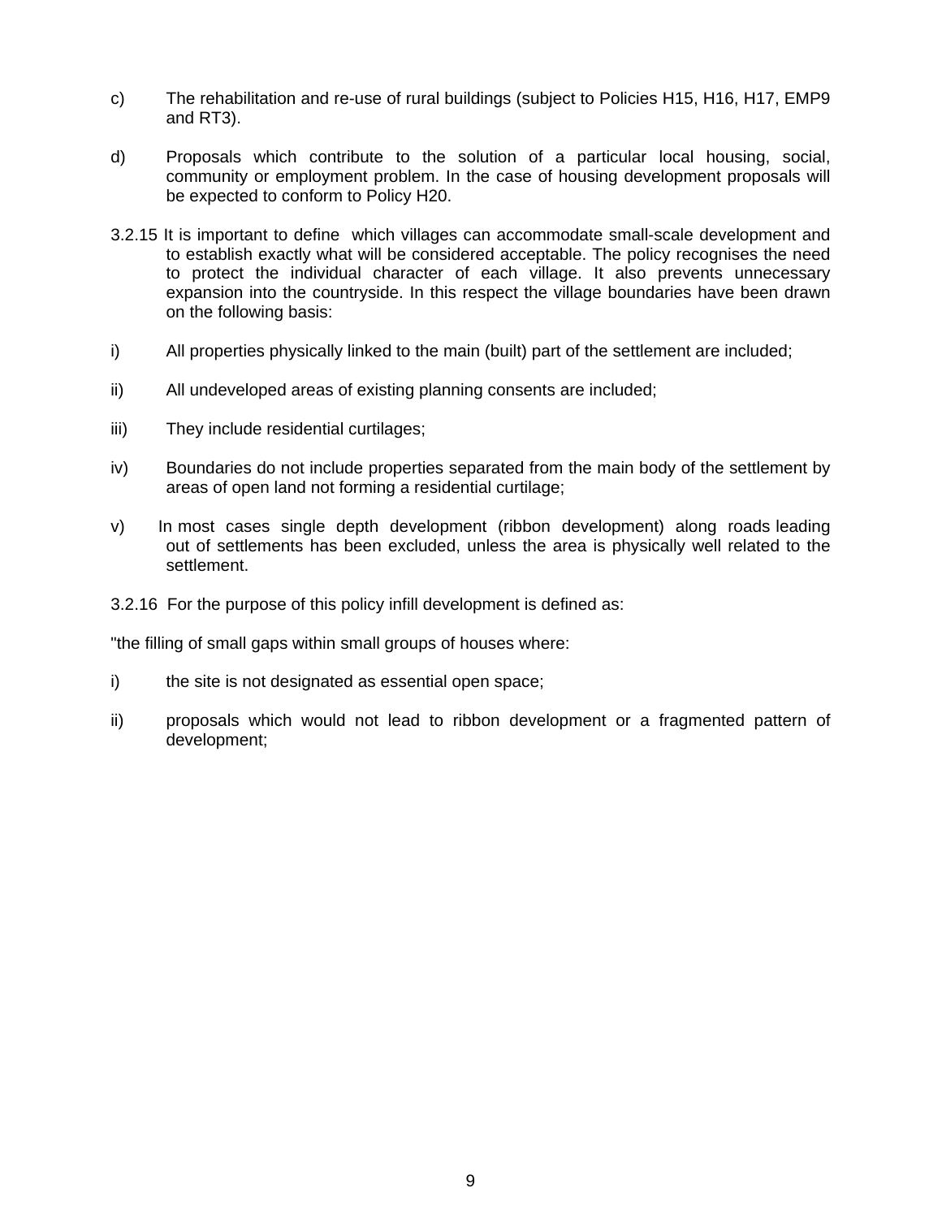c) The rehabilitation and re-use of rural buildings (subject to Policies H15, H16, H17, EMP9 and RT3).

d) Proposals which contribute to the solution of a particular local housing, social, community or employment problem. In the case of housing development proposals will be expected to conform to Policy H20.

3.2.15 It is important to define which villages can accommodate small-scale development and to establish exactly what will be considered acceptable. The policy recognises the need to protect the individual character of each village. It also prevents unnecessary expansion into the countryside. In this respect the village boundaries have been drawn on the following basis:

i) All properties physically linked to the main (built) part of the settlement are included;

ii) All undeveloped areas of existing planning consents are included;

iii) They include residential curtilages;

iv) Boundaries do not include properties separated from the main body of the settlement by areas of open land not forming a residential curtilage;

v) In most cases single depth development (ribbon development) along roads leading out of settlements has been excluded, unless the area is physically well related to the settlement.

3.2.16 For the purpose of this policy infill development is defined as:

"the filling of small gaps within small groups of houses where:

i) the site is not designated as essential open space;

ii) proposals which would not lead to ribbon development or a fragmented pattern of development;